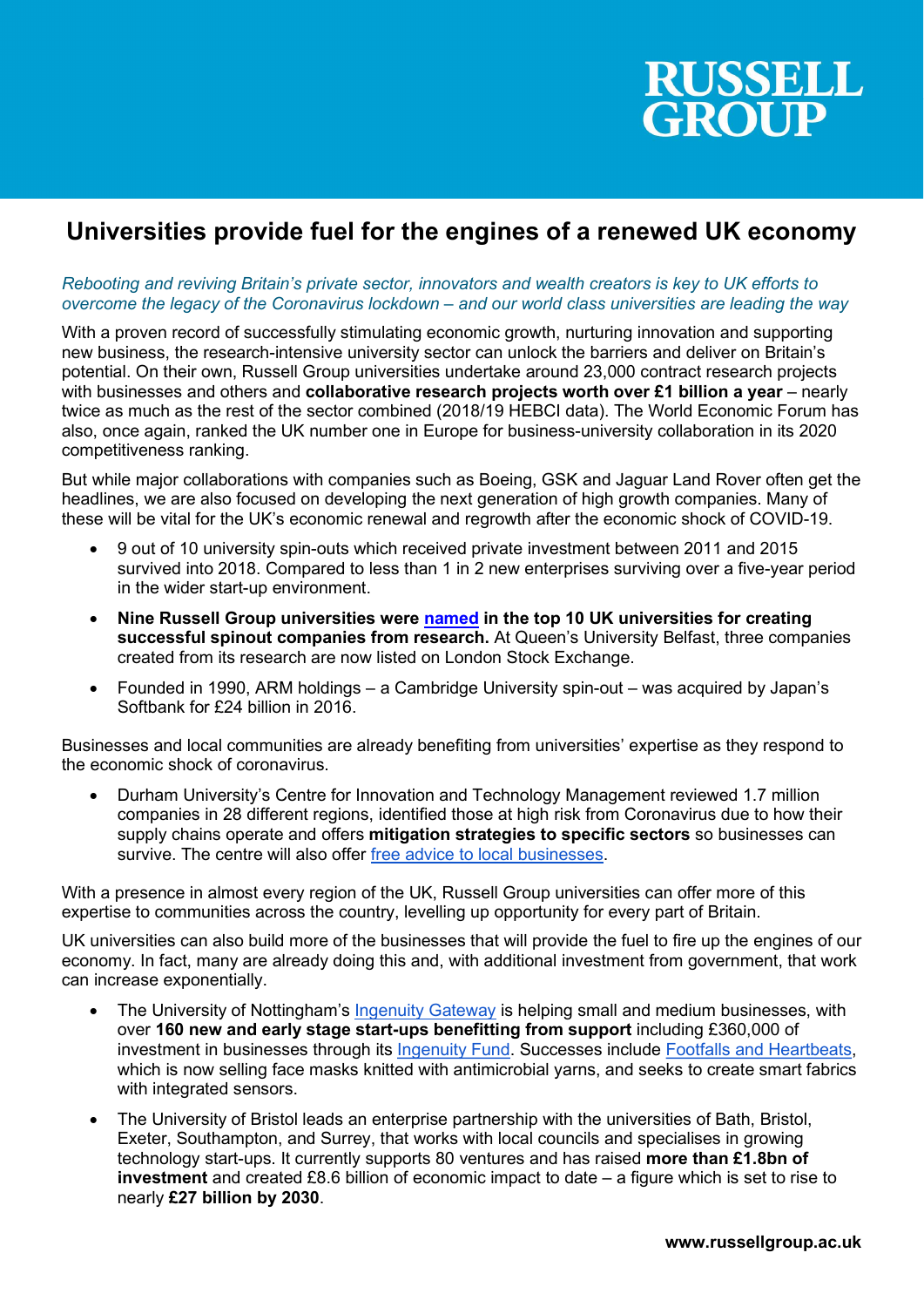# RUSSELL GROUP

## Universities provide fuel for the engines of a renewed UK economy

*Rebooting and reviving Britain's private sector, innovators and wealth creators is key to UK efforts to overcome the legacy of the Coronavirus lockdown – and our world class universities are leading the way*

With a proven record of successfully stimulating economic growth, nurturing innovation and supporting new business, the research-intensive university sector can unlock the barriers and deliver on Britain's potential. On their own, Russell Group universities undertake around 23,000 contract research projects with businesses and others and **collaborative research projects worth over £1 billion a year** – nearly twice as much as the rest of the sector combined (2018/19 HEBCI data). The World Economic Forum has also, once again, ranked the UK number one in Europe for business-university collaboration in its 2020 competitiveness ranking.

But while major collaborations with companies such as Boeing, GSK and Jaguar Land Rover often get the headlines, we are also focused on developing the next generation of high growth companies. Many of these will be vital for the UK's economic renewal and regrowth after the economic shock of COVID-19.

- 9 out of 10 university spin-outs which received private investment between 2011 and 2015 survived into 2018. Compared to less than 1 in 2 new enterprises surviving over a five-year period in the wider start-up environment.
- **Nine Russell Group universities were named in the top 10 UK universities for creating successful spinout companies from research.** At Queen's University Belfast, three companies created from its research are now listed on London Stock Exchange.
- Founded in 1990, ARM holdings – a Cambridge University spin-out – was acquired by Japan's Softbank for £24 billion in 2016.

Businesses and local communities are already benefiting from universities' expertise as they respond to the economic shock of coronavirus.

- Durham University's Centre for Innovation and Technology Management reviewed 1.7 million companies in 28 different regions, identified those at high risk from Coronavirus due to how their supply chains operate and offers **mitigation strategies to specific sectors** so businesses can survive. The centre will also offer free advice to local businesses.

With a presence in almost every region of the UK, Russell Group universities can offer more of this expertise to communities across the country, levelling up opportunity for every part of Britain.

UK universities can also build more of the businesses that will provide the fuel to fire up the engines of our economy. In fact, many are already doing this and, with additional investment from government, that work can increase exponentially.

- The University of Nottingham's Ingenuity Gateway is helping small and medium businesses, with over **160 new and early stage start-ups benefitting from support** including £360,000 of investment in businesses through its Ingenuity Fund. Successes include Footfalls and Heartbeats, which is now selling face masks knitted with antimicrobial yarns, and seeks to create smart fabrics with integrated sensors.
- The University of Bristol leads an enterprise partnership with the universities of Bath, Bristol, Exeter, Southampton, and Surrey, that works with local councils and specialises in growing technology start-ups. It currently supports 80 ventures and has raised **more than £1.8bn of investment** and created £8.6 billion of economic impact to date – a figure which is set to rise to nearly **£27 billion by 2030**.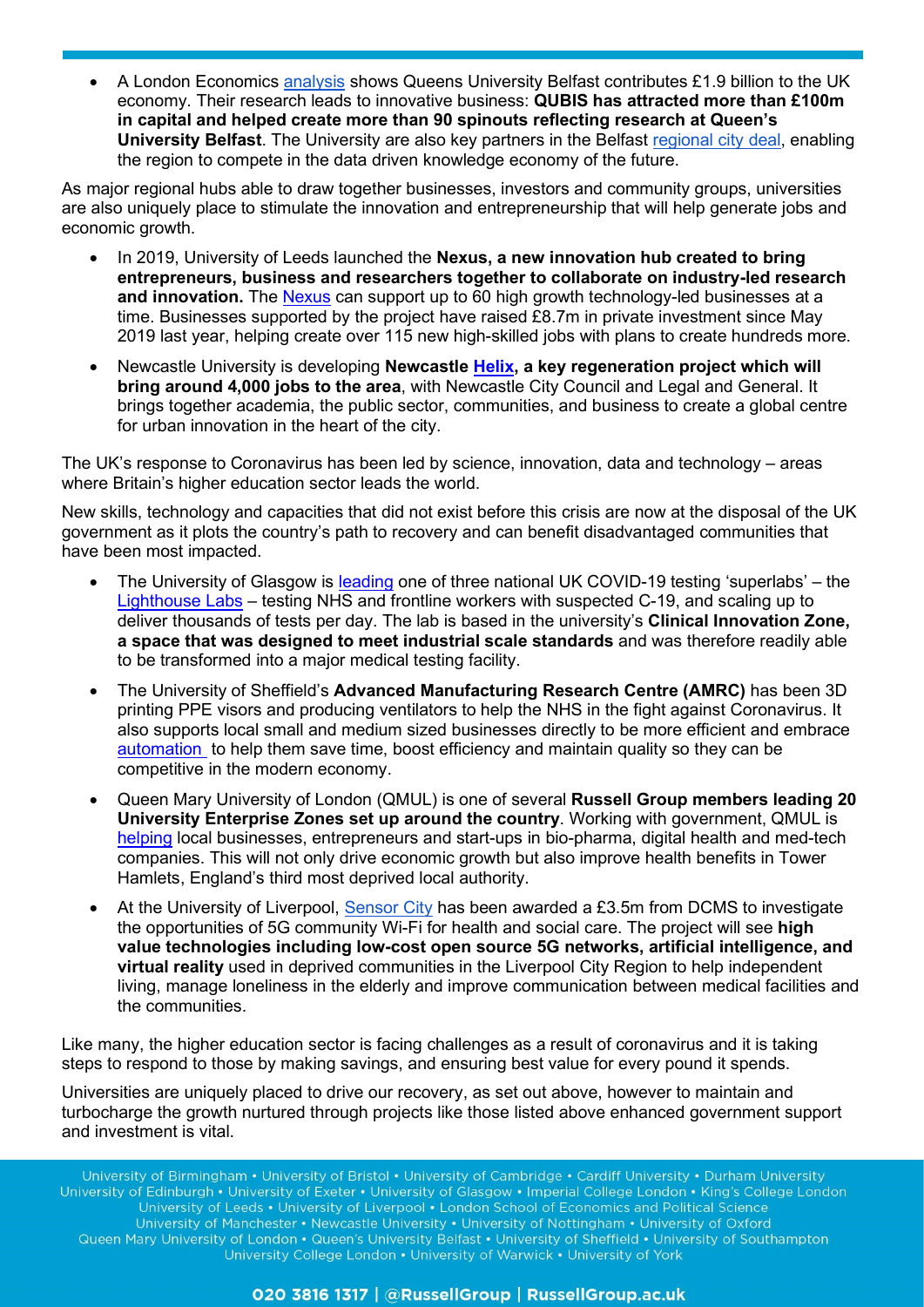- A London Economics analysis shows Queens University Belfast contributes £1.9 billion to the UK economy. Their research leads to innovative business: **QUBIS has attracted more than £100m in capital and helped create more than 90 spinouts reflecting research at Queen's University Belfast**. The University are also key partners in the Belfast regional city deal, enabling the region to compete in the data driven knowledge economy of the future.

As major regional hubs able to draw together businesses, investors and community groups, universities are also uniquely place to stimulate the innovation and entrepreneurship that will help generate jobs and economic growth.

- In 2019, University of Leeds launched the **Nexus, a new innovation hub created to bring entrepreneurs, business and researchers together to collaborate on industry-led research and innovation.** The Nexus can support up to 60 high growth technology-led businesses at a time. Businesses supported by the project have raised £8.7m in private investment since May 2019 last year, helping create over 115 new high-skilled jobs with plans to create hundreds more.
- Newcastle University is developing **Newcastle Helix, a key regeneration project which will bring around 4,000 jobs to the area**, with Newcastle City Council and Legal and General. It brings together academia, the public sector, communities, and business to create a global centre for urban innovation in the heart of the city.

The UK's response to Coronavirus has been led by science, innovation, data and technology – areas where Britain's higher education sector leads the world.

New skills, technology and capacities that did not exist before this crisis are now at the disposal of the UK government as it plots the country's path to recovery and can benefit disadvantaged communities that have been most impacted.

- The University of Glasgow is leading one of three national UK COVID-19 testing 'superlabs' – the Lighthouse Labs – testing NHS and frontline workers with suspected C-19, and scaling up to deliver thousands of tests per day. The lab is based in the university's **Clinical Innovation Zone, a space that was designed to meet industrial scale standards** and was therefore readily able to be transformed into a major medical testing facility.
- The University of Sheffield's **Advanced Manufacturing Research Centre (AMRC)** has been 3D printing PPE visors and producing ventilators to help the NHS in the fight against Coronavirus. It also supports local small and medium sized businesses directly to be more efficient and embrace automation to help them save time, boost efficiency and maintain quality so they can be competitive in the modern economy.
- Queen Mary University of London (QMUL) is one of several **Russell Group members leading 20 University Enterprise Zones set up around the country**. Working with government, QMUL is helping local businesses, entrepreneurs and start-ups in bio-pharma, digital health and med-tech companies. This will not only drive economic growth but also improve health benefits in Tower Hamlets, England's third most deprived local authority.
- At the University of Liverpool, Sensor City has been awarded a £3.5m from DCMS to investigate the opportunities of 5G community Wi-Fi for health and social care. The project will see **high value technologies including low-cost open source 5G networks, artificial intelligence, and virtual reality** used in deprived communities in the Liverpool City Region to help independent living, manage loneliness in the elderly and improve communication between medical facilities and the communities.

Like many, the higher education sector is facing challenges as a result of coronavirus and it is taking steps to respond to those by making savings, and ensuring best value for every pound it spends.

Universities are uniquely placed to drive our recovery, as set out above, however to maintain and turbocharge the growth nurtured through projects like those listed above enhanced government support and investment is vital.

University of Birmingham • University of Bristol • University of Cambridge • Cardiff University • Durham University
University of Edinburgh • University of Exeter • University of Glasgow • Imperial College London • King's College London
University of Leeds • University of Liverpool • London School of Economics and Political Science
University of Manchester • Newcastle University • University of Nottingham • University of Oxford
Queen Mary University of London • Queen's University Belfast • University of Sheffield • University of Southampton
University College London • University of Warwick • University of York

**020 3816 1317 | @RussellGroup | RussellGroup.ac.uk**